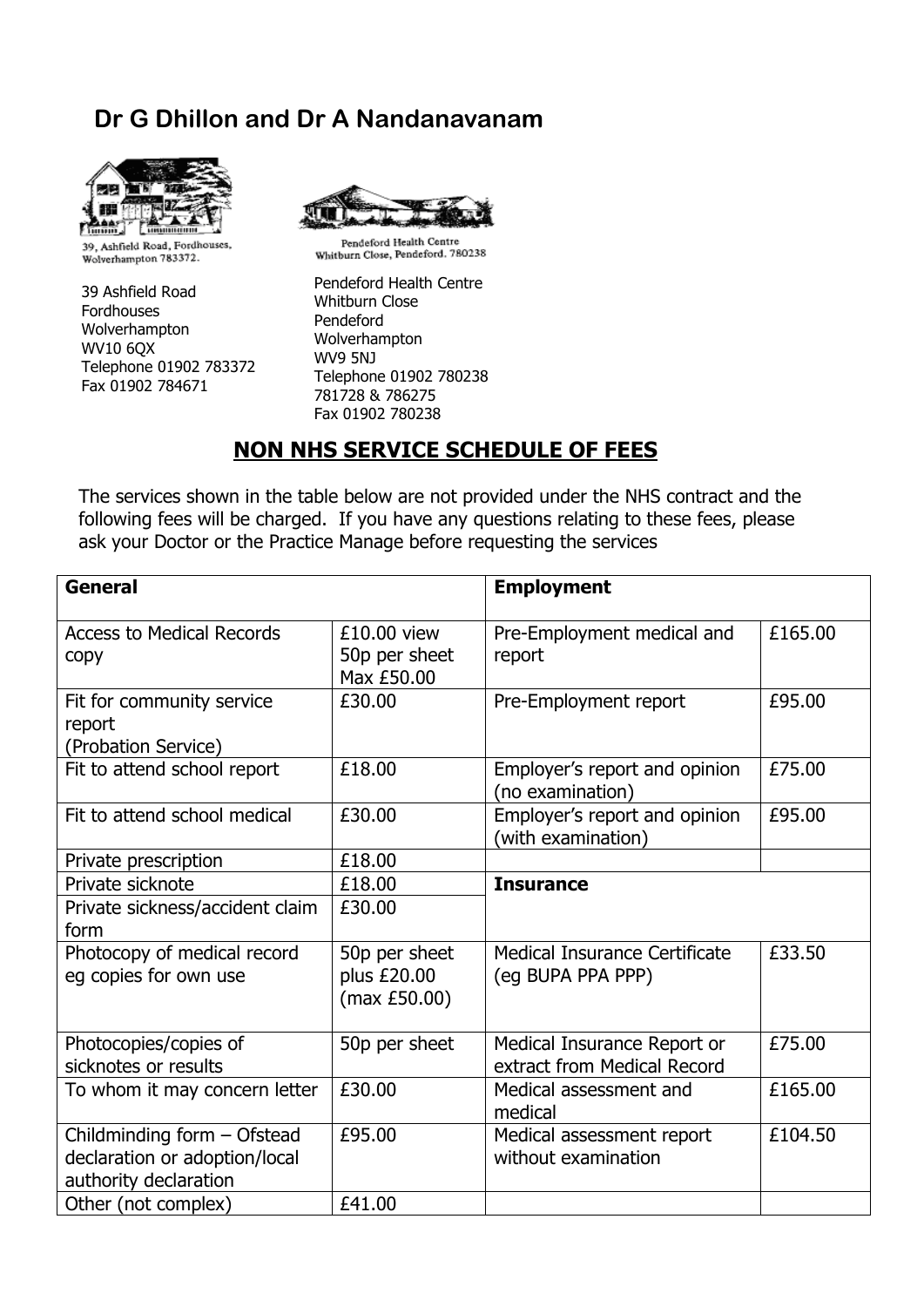# Dr G Dhillon and Dr A Nandanavanam

39, Ashfield Road, Fordhouses, Wolverhampton 783372.

39 Ashfield Road
Fordhouses
Wolverhampton
WV10 6QX
Telephone 01902 783372
Fax 01902 784671

Pendeford Health Centre
Whitburn Close, Pendeford. 780238

Pendeford Health Centre
Whitburn Close
Pendeford
Wolverhampton
WV9 5NJ
Telephone 01902 780238
781728 & 786275
Fax 01902 780238

## NON NHS SERVICE SCHEDULE OF FEES

The services shown in the table below are not provided under the NHS contract and the following fees will be charged. If you have any questions relating to these fees, please ask your Doctor or the Practice Manage before requesting the services

| **General** | | **Employment** | |
|---|---|---|---|
| Access to Medical Records copy | £10.00 view 50p per sheet Max £50.00 | Pre-Employment medical and report | £165.00 |
| Fit for community service report (Probation Service) | £30.00 | Pre-Employment report | £95.00 |
| Fit to attend school report | £18.00 | Employer's report and opinion (no examination) | £75.00 |
| Fit to attend school medical | £30.00 | Employer's report and opinion (with examination) | £95.00 |
| Private prescription | £18.00 | | |
| Private sicknote | £18.00 | **Insurance** | |
| Private sickness/accident claim form | £30.00 | | |
| Photocopy of medical record eg copies for own use | 50p per sheet plus £20.00 (max £50.00) | Medical Insurance Certificate (eg BUPA PPA PPP) | £33.50 |
| Photocopies/copies of sicknotes or results | 50p per sheet | Medical Insurance Report or extract from Medical Record | £75.00 |
| To whom it may concern letter | £30.00 | Medical assessment and medical | £165.00 |
| Childminding form – Ofstead declaration or adoption/local authority declaration | £95.00 | Medical assessment report without examination | £104.50 |
| Other (not complex) | £41.00 | | |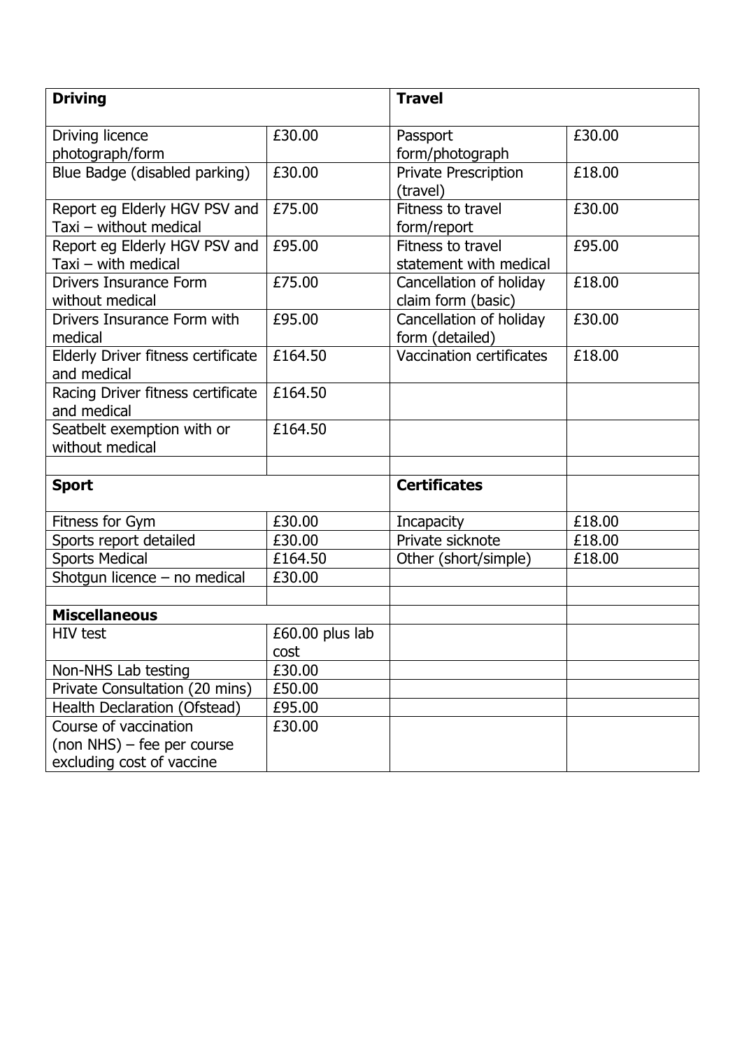| | | | |
|---|---|---|---|
| **Driving** | | **Travel** | |
| Driving licence photograph/form | £30.00 | Passport form/photograph | £30.00 |
| Blue Badge (disabled parking) | £30.00 | Private Prescription (travel) | £18.00 |
| Report eg Elderly HGV PSV and Taxi – without medical | £75.00 | Fitness to travel form/report | £30.00 |
| Report eg Elderly HGV PSV and Taxi – with medical | £95.00 | Fitness to travel statement with medical | £95.00 |
| Drivers Insurance Form without medical | £75.00 | Cancellation of holiday claim form (basic) | £18.00 |
| Drivers Insurance Form with medical | £95.00 | Cancellation of holiday form (detailed) | £30.00 |
| Elderly Driver fitness certificate and medical | £164.50 | Vaccination certificates | £18.00 |
| Racing Driver fitness certificate and medical | £164.50 | | |
| Seatbelt exemption with or without medical | £164.50 | | |
| | | | |
| **Sport** | | **Certificates** | |
| Fitness for Gym | £30.00 | Incapacity | £18.00 |
| Sports report detailed | £30.00 | Private sicknote | £18.00 |
| Sports Medical | £164.50 | Other (short/simple) | £18.00 |
| Shotgun licence – no medical | £30.00 | | |
| | | | |
| **Miscellaneous** | | | |
| HIV test | £60.00 plus lab cost | | |
| Non-NHS Lab testing | £30.00 | | |
| Private Consultation (20 mins) | £50.00 | | |
| Health Declaration (Ofstead) | £95.00 | | |
| Course of vaccination (non NHS) – fee per course excluding cost of vaccine | £30.00 | | |